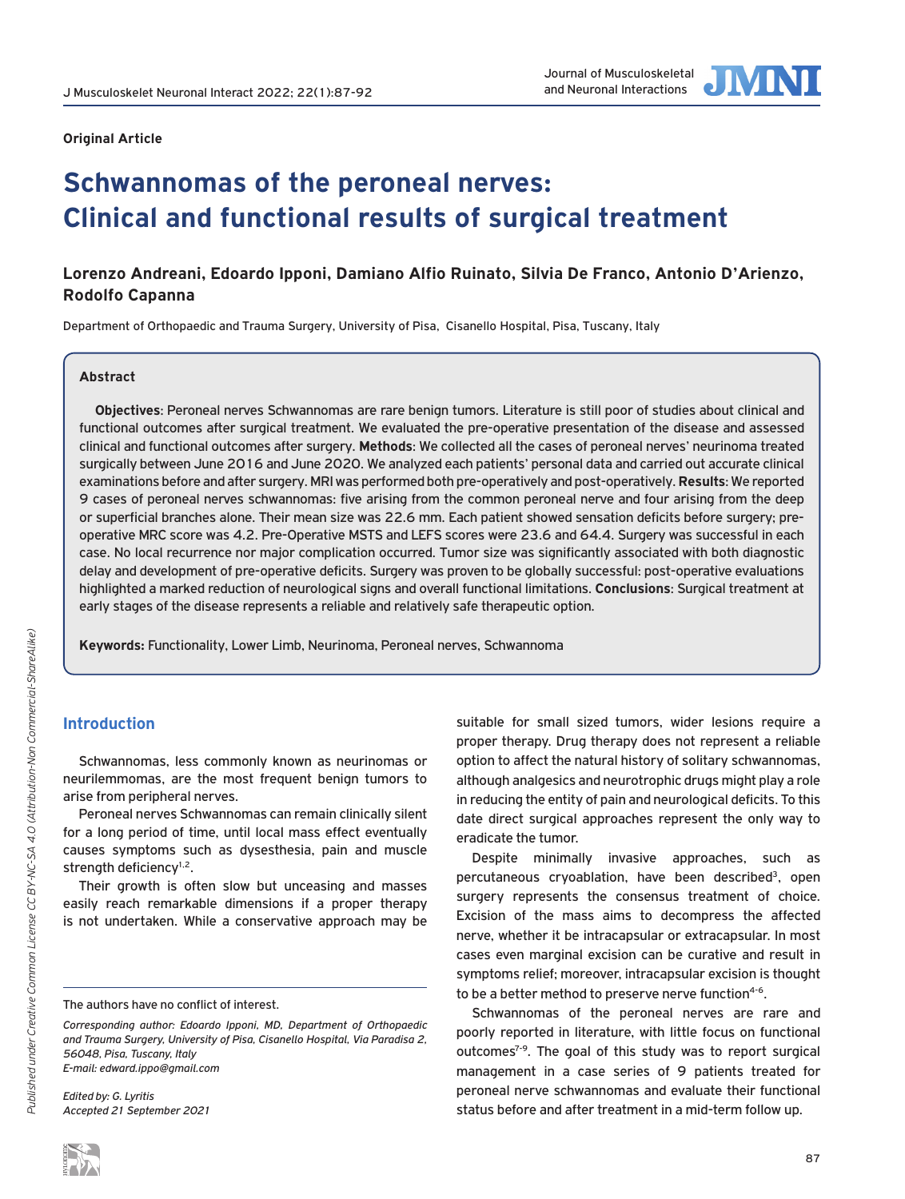Original Article

# Schwannomas of the peroneal nerves: Clinical and functional results of surgical treatment

**Lorenzo Andreani, Edoardo Ipponi, Damiano Alfio Ruinato, Silvia De Franco, Antonio D'Arienzo, Rodolfo Capanna**

Department of Orthopaedic and Trauma Surgery, University of Pisa, Cisanello Hospital, Pisa, Tuscany, Italy

### Abstract

**Objectives**: Peroneal nerves Schwannomas are rare benign tumors. Literature is still poor of studies about clinical and functional outcomes after surgical treatment. We evaluated the pre-operative presentation of the disease and assessed clinical and functional outcomes after surgery. **Methods**: We collected all the cases of peroneal nerves' neurinoma treated surgically between June 2016 and June 2020. We analyzed each patients' personal data and carried out accurate clinical examinations before and after surgery. MRI was performed both pre-operatively and post-operatively. **Results**: We reported 9 cases of peroneal nerves schwannomas: five arising from the common peroneal nerve and four arising from the deep or superficial branches alone. Their mean size was 22.6 mm. Each patient showed sensation deficits before surgery; pre-operative MRC score was 4.2. Pre-Operative MSTS and LEFS scores were 23.6 and 64.4. Surgery was successful in each case. No local recurrence nor major complication occurred. Tumor size was significantly associated with both diagnostic delay and development of pre-operative deficits. Surgery was proven to be globally successful: post-operative evaluations highlighted a marked reduction of neurological signs and overall functional limitations. **Conclusions**: Surgical treatment at early stages of the disease represents a reliable and relatively safe therapeutic option.

**Keywords:** Functionality, Lower Limb, Neurinoma, Peroneal nerves, Schwannoma

## Introduction

Schwannomas, less commonly known as neurinomas or neurilemmomas, are the most frequent benign tumors to arise from peripheral nerves.

Peroneal nerves Schwannomas can remain clinically silent for a long period of time, until local mass effect eventually causes symptoms such as dysesthesia, pain and muscle strength deficiency[1,2].

Their growth is often slow but unceasing and masses easily reach remarkable dimensions if a proper therapy is not undertaken. While a conservative approach may be suitable for small sized tumors, wider lesions require a proper therapy. Drug therapy does not represent a reliable option to affect the natural history of solitary schwannomas, although analgesics and neurotrophic drugs might play a role in reducing the entity of pain and neurological deficits. To this date direct surgical approaches represent the only way to eradicate the tumor.

Despite minimally invasive approaches, such as percutaneous cryoablation, have been described[3], open surgery represents the consensus treatment of choice. Excision of the mass aims to decompress the affected nerve, whether it be intracapsular or extracapsular. In most cases even marginal excision can be curative and result in symptoms relief; moreover, intracapsular excision is thought to be a better method to preserve nerve function[4-6].

Schwannomas of the peroneal nerves are rare and poorly reported in literature, with little focus on functional outcomes[7-9]. The goal of this study was to report surgical management in a case series of 9 patients treated for peroneal nerve schwannomas and evaluate their functional status before and after treatment in a mid-term follow up.

The authors have no conflict of interest.

*Corresponding author: Edoardo Ipponi, MD, Department of Orthopaedic and Trauma Surgery, University of Pisa, Cisanello Hospital, Via Paradisa 2, 56048, Pisa, Tuscany, Italy*
*E-mail: edward.ippo@gmail.com*

*Edited by: G. Lyritis*
*Accepted 21 September 2021*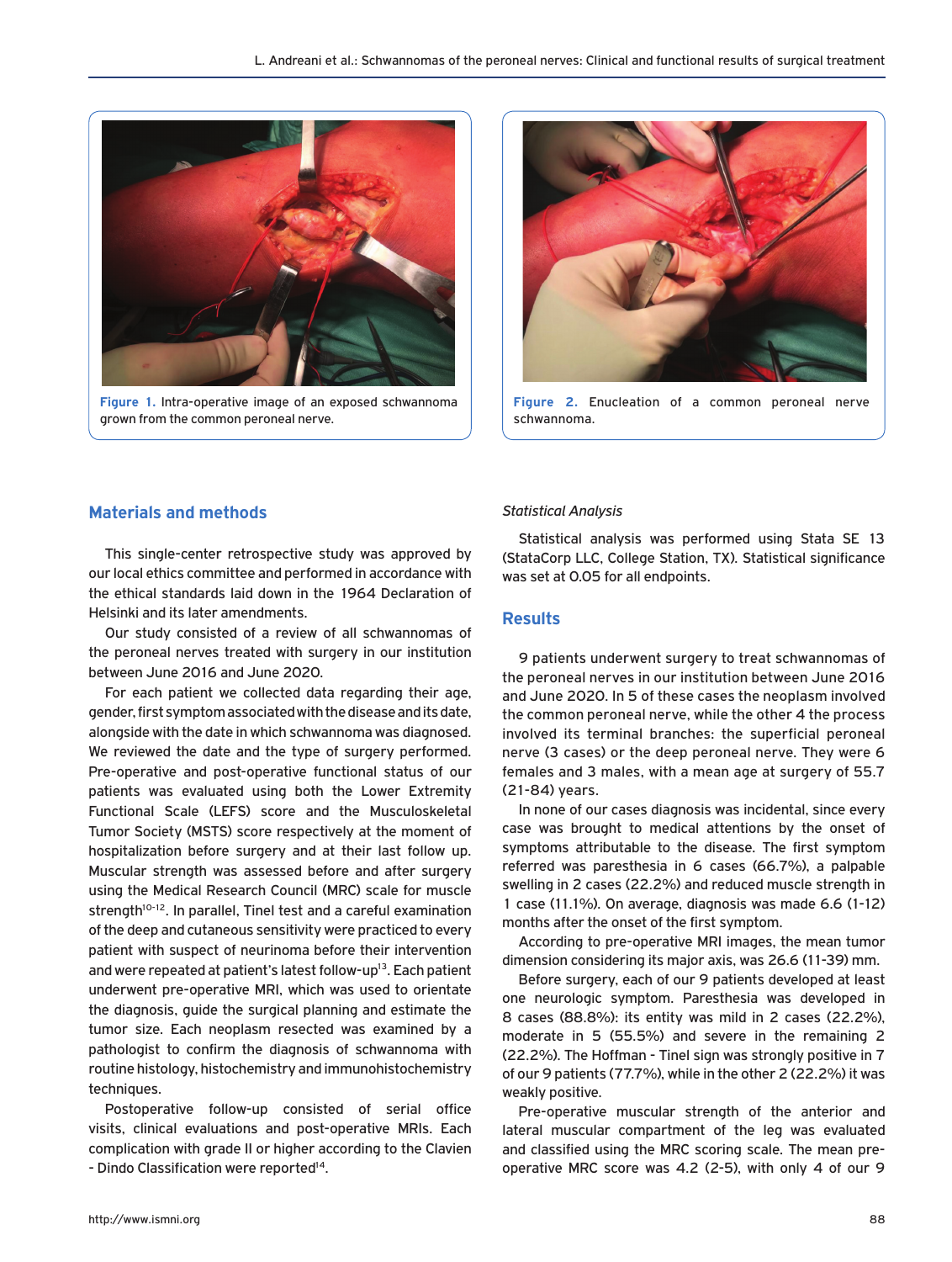Figure 1. Intra-operative image of an exposed schwannoma grown from the common peroneal nerve.

Figure 2. Enucleation of a common peroneal nerve schwannoma.

## Materials and methods

This single-center retrospective study was approved by our local ethics committee and performed in accordance with the ethical standards laid down in the 1964 Declaration of Helsinki and its later amendments.

Our study consisted of a review of all schwannomas of the peroneal nerves treated with surgery in our institution between June 2016 and June 2020.

For each patient we collected data regarding their age, gender, first symptom associated with the disease and its date, alongside with the date in which schwannoma was diagnosed. We reviewed the date and the type of surgery performed. Pre-operative and post-operative functional status of our patients was evaluated using both the Lower Extremity Functional Scale (LEFS) score and the Musculoskeletal Tumor Society (MSTS) score respectively at the moment of hospitalization before surgery and at their last follow up. Muscular strength was assessed before and after surgery using the Medical Research Council (MRC) scale for muscle strength[10-12]. In parallel, Tinel test and a careful examination of the deep and cutaneous sensitivity were practiced to every patient with suspect of neurinoma before their intervention and were repeated at patient's latest follow-up[13]. Each patient underwent pre-operative MRI, which was used to orientate the diagnosis, guide the surgical planning and estimate the tumor size. Each neoplasm resected was examined by a pathologist to confirm the diagnosis of schwannoma with routine histology, histochemistry and immunohistochemistry techniques.

Postoperative follow-up consisted of serial office visits, clinical evaluations and post-operative MRIs. Each complication with grade II or higher according to the Clavien - Dindo Classification were reported[14].

### *Statistical Analysis*

Statistical analysis was performed using Stata SE 13 (StataCorp LLC, College Station, TX). Statistical significance was set at 0.05 for all endpoints.

## Results

9 patients underwent surgery to treat schwannomas of the peroneal nerves in our institution between June 2016 and June 2020. In 5 of these cases the neoplasm involved the common peroneal nerve, while the other 4 the process involved its terminal branches: the superficial peroneal nerve (3 cases) or the deep peroneal nerve. They were 6 females and 3 males, with a mean age at surgery of 55.7 (21-84) years.

In none of our cases diagnosis was incidental, since every case was brought to medical attentions by the onset of symptoms attributable to the disease. The first symptom referred was paresthesia in 6 cases (66.7%), a palpable swelling in 2 cases (22.2%) and reduced muscle strength in 1 case (11.1%). On average, diagnosis was made 6.6 (1-12) months after the onset of the first symptom.

According to pre-operative MRI images, the mean tumor dimension considering its major axis, was 26.6 (11-39) mm.

Before surgery, each of our 9 patients developed at least one neurologic symptom. Paresthesia was developed in 8 cases (88.8%): its entity was mild in 2 cases (22.2%), moderate in 5 (55.5%) and severe in the remaining 2 (22.2%). The Hoffman - Tinel sign was strongly positive in 7 of our 9 patients (77.7%), while in the other 2 (22.2%) it was weakly positive.

Pre-operative muscular strength of the anterior and lateral muscular compartment of the leg was evaluated and classified using the MRC scoring scale. The mean pre-operative MRC score was 4.2 (2-5), with only 4 of our 9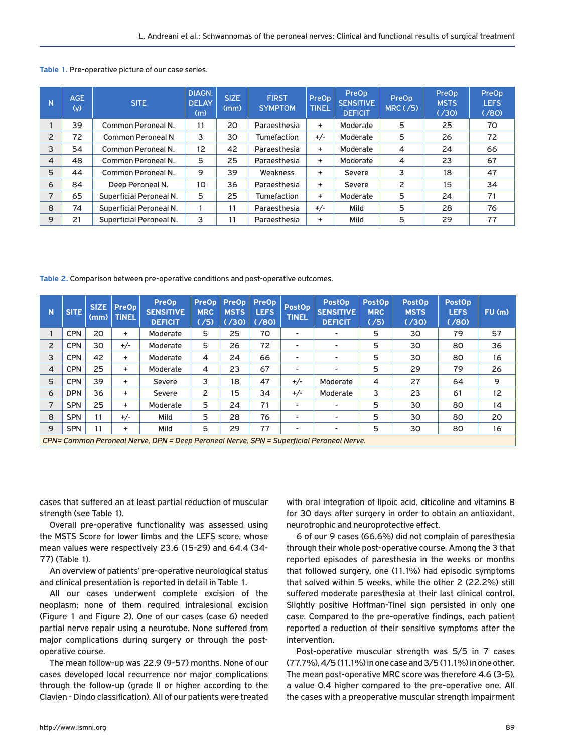**Table 1.** Pre-operative picture of our case series.

| N | AGE (y) | SITE | DIAGN. DELAY (m) | SIZE (mm) | FIRST SYMPTOM | PreOp TINEL | PreOp SENSITIVE DEFICIT | PreOp MRC (/5) | PreOp MSTS (/30) | PreOp LEFS (/80) |
|---|---|---|---|---|---|---|---|---|---|---|
| 1 | 39 | Common Peroneal N. | 11 | 20 | Paraesthesia | + | Moderate | 5 | 25 | 70 |
| 2 | 72 | Common Peroneal N | 3 | 30 | Tumefaction | +/- | Moderate | 5 | 26 | 72 |
| 3 | 54 | Common Peroneal N. | 12 | 42 | Paraesthesia | + | Moderate | 4 | 24 | 66 |
| 4 | 48 | Common Peroneal N. | 5 | 25 | Paraesthesia | + | Moderate | 4 | 23 | 67 |
| 5 | 44 | Common Peroneal N. | 9 | 39 | Weakness | + | Severe | 3 | 18 | 47 |
| 6 | 84 | Deep Peroneal N. | 10 | 36 | Paraesthesia | + | Severe | 2 | 15 | 34 |
| 7 | 65 | Superficial Peroneal N. | 5 | 25 | Tumefaction | + | Moderate | 5 | 24 | 71 |
| 8 | 74 | Superficial Peroneal N. | 1 | 11 | Paraesthesia | +/- | Mild | 5 | 28 | 76 |
| 9 | 21 | Superficial Peroneal N. | 3 | 11 | Paraesthesia | + | Mild | 5 | 29 | 77 |

**Table 2.** Comparison between pre-operative conditions and post-operative outcomes.

| N | SITE | SIZE (mm) | PreOp TINEL | PreOp SENSITIVE DEFICIT | PreOp MRC (/5) | PreOp MSTS (/30) | PreOp LEFS (/80) | PostOp TINEL | PostOp SENSITIVE DEFICIT | PostOp MRC (/5) | PostOp MSTS (/30) | PostOp LEFS (/80) | FU (m) |
|---|---|---|---|---|---|---|---|---|---|---|---|---|---|
| 1 | CPN | 20 | + | Moderate | 5 | 25 | 70 | - | - | 5 | 30 | 79 | 57 |
| 2 | CPN | 30 | +/- | Moderate | 5 | 26 | 72 | - | - | 5 | 30 | 80 | 36 |
| 3 | CPN | 42 | + | Moderate | 4 | 24 | 66 | - | - | 5 | 30 | 80 | 16 |
| 4 | CPN | 25 | + | Moderate | 4 | 23 | 67 | - | - | 5 | 29 | 79 | 26 |
| 5 | CPN | 39 | + | Severe | 3 | 18 | 47 | +/- | Moderate | 4 | 27 | 64 | 9 |
| 6 | DPN | 36 | + | Severe | 2 | 15 | 34 | +/- | Moderate | 3 | 23 | 61 | 12 |
| 7 | SPN | 25 | + | Moderate | 5 | 24 | 71 | - | - | 5 | 30 | 80 | 14 |
| 8 | SPN | 11 | +/- | Mild | 5 | 28 | 76 | - | - | 5 | 30 | 80 | 20 |
| 9 | SPN | 11 | + | Mild | 5 | 29 | 77 | - | - | 5 | 30 | 80 | 16 |

*CPN= Common Peroneal Nerve, DPN = Deep Peroneal Nerve, SPN = Superficial Peroneal Nerve.*

cases that suffered an at least partial reduction of muscular strength (see Table 1).

Overall pre-operative functionality was assessed using the MSTS Score for lower limbs and the LEFS score, whose mean values were respectively 23.6 (15-29) and 64.4 (34-77) (Table 1).

An overview of patients' pre-operative neurological status and clinical presentation is reported in detail in Table 1.

All our cases underwent complete excision of the neoplasm; none of them required intralesional excision (Figure 1 and Figure 2). One of our cases (case 6) needed partial nerve repair using a neurotube. None suffered from major complications during surgery or through the post-operative course.

The mean follow-up was 22.9 (9-57) months. None of our cases developed local recurrence nor major complications through the follow-up (grade II or higher according to the Clavien - Dindo classification). All of our patients were treated with oral integration of lipoic acid, citicoline and vitamins B for 30 days after surgery in order to obtain an antioxidant, neurotrophic and neuroprotective effect.

6 of our 9 cases (66.6%) did not complain of paresthesia through their whole post-operative course. Among the 3 that reported episodes of paresthesia in the weeks or months that followed surgery, one (11.1%) had episodic symptoms that solved within 5 weeks, while the other 2 (22.2%) still suffered moderate paresthesia at their last clinical control. Slightly positive Hoffman-Tinel sign persisted in only one case. Compared to the pre-operative findings, each patient reported a reduction of their sensitive symptoms after the intervention.

Post-operative muscular strength was 5/5 in 7 cases (77.7%), 4/5 (11.1%) in one case and 3/5 (11.1%) in one other. The mean post-operative MRC score was therefore 4.6 (3-5), a value 0.4 higher compared to the pre-operative one. All the cases with a preoperative muscular strength impairment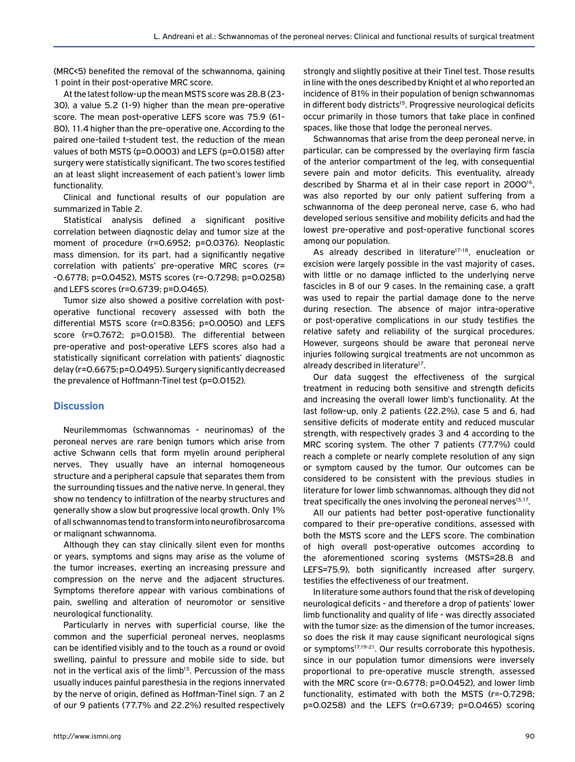(MRC<5) benefited the removal of the schwannoma, gaining 1 point in their post-operative MRC score.

At the latest follow-up the mean MSTS score was 28.8 (23-30), a value 5.2 (1-9) higher than the mean pre-operative score. The mean post-operative LEFS score was 75.9 (61-80), 11.4 higher than the pre-operative one. According to the paired one-tailed t-student test, the reduction of the mean values of both MSTS (p=0.0003) and LEFS (p=0.0158) after surgery were statistically significant. The two scores testified an at least slight increasement of each patient's lower limb functionality.

Clinical and functional results of our population are summarized in Table 2.

Statistical analysis defined a significant positive correlation between diagnostic delay and tumor size at the moment of procedure (r=0.6952; p=0.0376). Neoplastic mass dimension, for its part, had a significantly negative correlation with patients' pre-operative MRC scores (r= -0.6778; p=0.0452), MSTS scores (r=-0.7298; p=0.0258) and LEFS scores (r=0.6739; p=0.0465).

Tumor size also showed a positive correlation with post-operative functional recovery assessed with both the differential MSTS score (r=0.8356; p=0.0050) and LEFS score (r=0.7672; p=0.0158). The differential between pre-operative and post-operative LEFS scores also had a statistically significant correlation with patients' diagnostic delay (r=0.6675; p=0.0495). Surgery significantly decreased the prevalence of Hoffmann-Tinel test (p=0.0152).

## Discussion

Neurilemmomas (schwannomas - neurinomas) of the peroneal nerves are rare benign tumors which arise from active Schwann cells that form myelin around peripheral nerves. They usually have an internal homogeneous structure and a peripheral capsule that separates them from the surrounding tissues and the native nerve. In general, they show no tendency to infiltration of the nearby structures and generally show a slow but progressive local growth. Only 1% of all schwannomas tend to transform into neurofibrosarcoma or malignant schwannoma.

Although they can stay clinically silent even for months or years, symptoms and signs may arise as the volume of the tumor increases, exerting an increasing pressure and compression on the nerve and the adjacent structures. Symptoms therefore appear with various combinations of pain, swelling and alteration of neuromotor or sensitive neurological functionality.

Particularly in nerves with superficial course, like the common and the superficial peroneal nerves, neoplasms can be identified visibly and to the touch as a round or ovoid swelling, painful to pressure and mobile side to side, but not in the vertical axis of the limb[15]. Percussion of the mass usually induces painful paresthesia in the regions innervated by the nerve of origin, defined as Hoffman-Tinel sign. 7 an 2 of our 9 patients (77.7% and 22.2%) resulted respectively strongly and slightly positive at their Tinel test. Those results in line with the ones described by Knight et al who reported an incidence of 81% in their population of benign schwannomas in different body districts[15]. Progressive neurological deficits occur primarily in those tumors that take place in confined spaces, like those that lodge the peroneal nerves.

Schwannomas that arise from the deep peroneal nerve, in particular, can be compressed by the overlaying firm fascia of the anterior compartment of the leg, with consequential severe pain and motor deficits. This eventuality, already described by Sharma et al in their case report in 2000[16], was also reported by our only patient suffering from a schwannoma of the deep peroneal nerve, case 6, who had developed serious sensitive and mobility deficits and had the lowest pre-operative and post-operative functional scores among our population.

As already described in literature[17-18], enucleation or excision were largely possible in the vast majority of cases, with little or no damage inflicted to the underlying nerve fascicles in 8 of our 9 cases. In the remaining case, a graft was used to repair the partial damage done to the nerve during resection. The absence of major intra-operative or post-operative complications in our study testifies the relative safety and reliability of the surgical procedures. However, surgeons should be aware that peroneal nerve injuries following surgical treatments are not uncommon as already described in literature[17].

Our data suggest the effectiveness of the surgical treatment in reducing both sensitive and strength deficits and increasing the overall lower limb's functionality. At the last follow-up, only 2 patients (22.2%), case 5 and 6, had sensitive deficits of moderate entity and reduced muscular strength, with respectively grades 3 and 4 according to the MRC scoring system. The other 7 patients (77.7%) could reach a complete or nearly complete resolution of any sign or symptom caused by the tumor. Our outcomes can be considered to be consistent with the previous studies in literature for lower limb schwannomas, although they did not treat specifically the ones involving the peroneal nerves[15,17].

All our patients had better post-operative functionality compared to their pre-operative conditions, assessed with both the MSTS score and the LEFS score. The combination of high overall post-operative outcomes according to the aforementioned scoring systems (MSTS=28.8 and LEFS=75.9), both significantly increased after surgery, testifies the effectiveness of our treatment.

In literature some authors found that the risk of developing neurological deficits - and therefore a drop of patients' lower limb functionality and quality of life - was directly associated with the tumor size: as the dimension of the tumor increases, so does the risk it may cause significant neurological signs or symptoms[17,19-21]. Our results corroborate this hypothesis, since in our population tumor dimensions were inversely proportional to pre-operative muscle strength, assessed with the MRC score (r=-0.6778; p=0.0452), and lower limb functionality, estimated with both the MSTS (r=-0.7298; p=0.0258) and the LEFS (r=0.6739; p=0.0465) scoring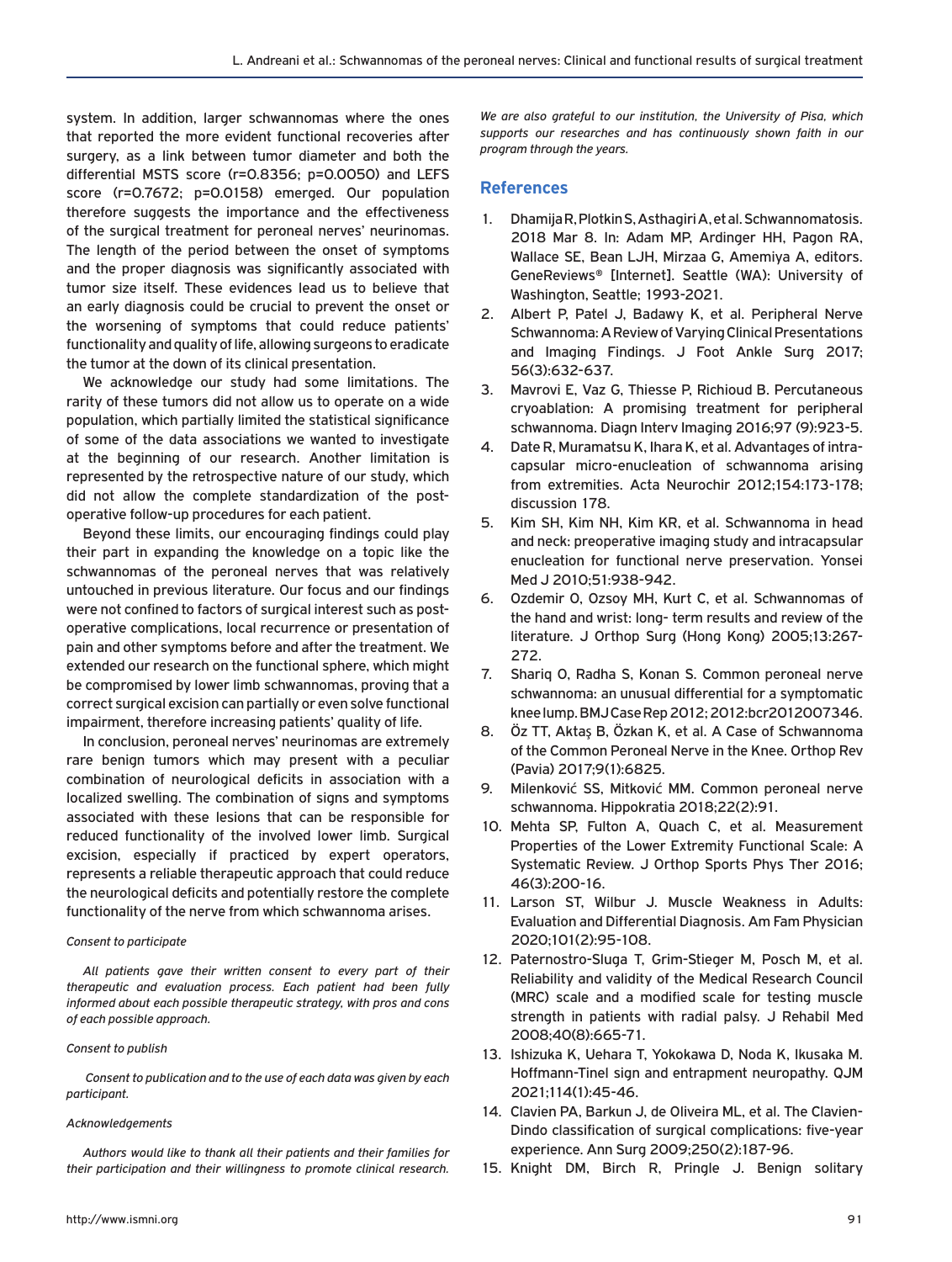system. In addition, larger schwannomas where the ones that reported the more evident functional recoveries after surgery, as a link between tumor diameter and both the differential MSTS score ($r=0.8356$; $p=0.0050$) and LEFS score ($r=0.7672$; $p=0.0158$) emerged. Our population therefore suggests the importance and the effectiveness of the surgical treatment for peroneal nerves' neurinomas. The length of the period between the onset of symptoms and the proper diagnosis was significantly associated with tumor size itself. These evidences lead us to believe that an early diagnosis could be crucial to prevent the onset or the worsening of symptoms that could reduce patients' functionality and quality of life, allowing surgeons to eradicate the tumor at the down of its clinical presentation.

We acknowledge our study had some limitations. The rarity of these tumors did not allow us to operate on a wide population, which partially limited the statistical significance of some of the data associations we wanted to investigate at the beginning of our research. Another limitation is represented by the retrospective nature of our study, which did not allow the complete standardization of the post-operative follow-up procedures for each patient.

Beyond these limits, our encouraging findings could play their part in expanding the knowledge on a topic like the schwannomas of the peroneal nerves that was relatively untouched in previous literature. Our focus and our findings were not confined to factors of surgical interest such as post-operative complications, local recurrence or presentation of pain and other symptoms before and after the treatment. We extended our research on the functional sphere, which might be compromised by lower limb schwannomas, proving that a correct surgical excision can partially or even solve functional impairment, therefore increasing patients' quality of life.

In conclusion, peroneal nerves' neurinomas are extremely rare benign tumors which may present with a peculiar combination of neurological deficits in association with a localized swelling. The combination of signs and symptoms associated with these lesions that can be responsible for reduced functionality of the involved lower limb. Surgical excision, especially if practiced by expert operators, represents a reliable therapeutic approach that could reduce the neurological deficits and potentially restore the complete functionality of the nerve from which schwannoma arises.

*Consent to participate*

*All patients gave their written consent to every part of their therapeutic and evaluation process. Each patient had been fully informed about each possible therapeutic strategy, with pros and cons of each possible approach.*

*Consent to publish*

*Consent to publication and to the use of each data was given by each participant.*

*Acknowledgements*

*Authors would like to thank all their patients and their families for their participation and their willingness to promote clinical research. We are also grateful to our institution, the University of Pisa, which supports our researches and has continuously shown faith in our program through the years.*

## References

1. Dhamija R, Plotkin S, Asthagiri A, et al. Schwannomatosis. 2018 Mar 8. In: Adam MP, Ardinger HH, Pagon RA, Wallace SE, Bean LJH, Mirzaa G, Amemiya A, editors. GeneReviews® [Internet]. Seattle (WA): University of Washington, Seattle; 1993-2021.
2. Albert P, Patel J, Badawy K, et al. Peripheral Nerve Schwannoma: A Review of Varying Clinical Presentations and Imaging Findings. J Foot Ankle Surg 2017; 56(3):632-637.
3. Mavrovi E, Vaz G, Thiesse P, Richioud B. Percutaneous cryoablation: A promising treatment for peripheral schwannoma. Diagn Interv Imaging 2016;97 (9):923-5.
4. Date R, Muramatsu K, Ihara K, et al. Advantages of intra-capsular micro-enucleation of schwannoma arising from extremities. Acta Neurochir 2012;154:173-178; discussion 178.
5. Kim SH, Kim NH, Kim KR, et al. Schwannoma in head and neck: preoperative imaging study and intracapsular enucleation for functional nerve preservation. Yonsei Med J 2010;51:938-942.
6. Ozdemir O, Ozsoy MH, Kurt C, et al. Schwannomas of the hand and wrist: long- term results and review of the literature. J Orthop Surg (Hong Kong) 2005;13:267-272.
7. Shariq O, Radha S, Konan S. Common peroneal nerve schwannoma: an unusual differential for a symptomatic knee lump. BMJ Case Rep 2012; 2012:bcr2012007346.
8. Öz TT, Aktaş B, Özkan K, et al. A Case of Schwannoma of the Common Peroneal Nerve in the Knee. Orthop Rev (Pavia) 2017;9(1):6825.
9. Milenković SS, Mitković MM. Common peroneal nerve schwannoma. Hippokratia 2018;22(2):91.
10. Mehta SP, Fulton A, Quach C, et al. Measurement Properties of the Lower Extremity Functional Scale: A Systematic Review. J Orthop Sports Phys Ther 2016; 46(3):200-16.
11. Larson ST, Wilbur J. Muscle Weakness in Adults: Evaluation and Differential Diagnosis. Am Fam Physician 2020;101(2):95-108.
12. Paternostro-Sluga T, Grim-Stieger M, Posch M, et al. Reliability and validity of the Medical Research Council (MRC) scale and a modified scale for testing muscle strength in patients with radial palsy. J Rehabil Med 2008;40(8):665-71.
13. Ishizuka K, Uehara T, Yokokawa D, Noda K, Ikusaka M. Hoffmann-Tinel sign and entrapment neuropathy. QJM 2021;114(1):45-46.
14. Clavien PA, Barkun J, de Oliveira ML, et al. The Clavien-Dindo classification of surgical complications: five-year experience. Ann Surg 2009;250(2):187-96.
15. Knight DM, Birch R, Pringle J. Benign solitary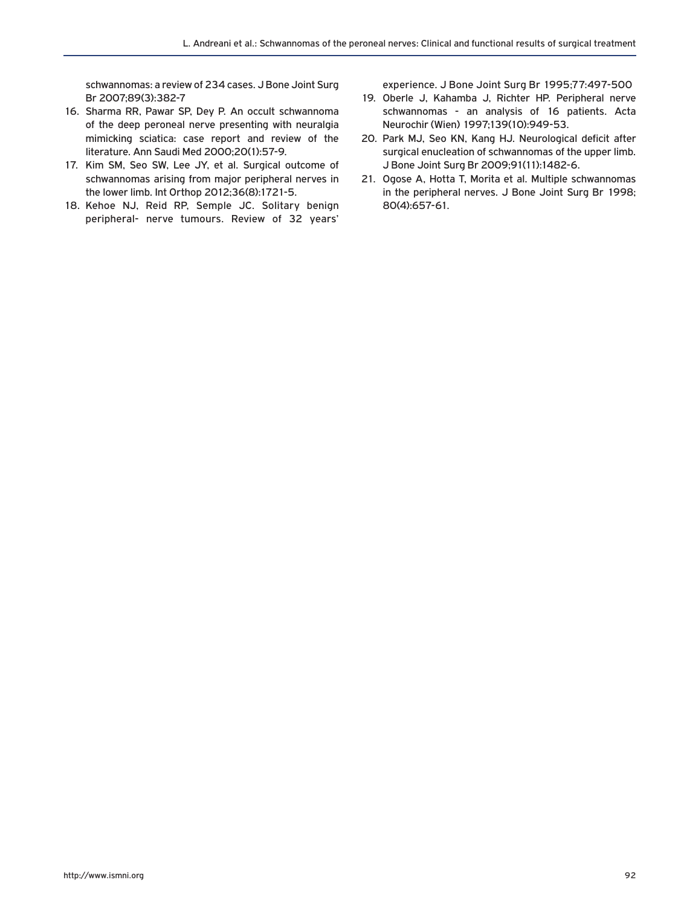schwannomas: a review of 234 cases. J Bone Joint Surg Br 2007;89(3):382-7

16. Sharma RR, Pawar SP, Dey P. An occult schwannoma of the deep peroneal nerve presenting with neuralgia mimicking sciatica: case report and review of the literature. Ann Saudi Med 2000;20(1):57-9.
17. Kim SM, Seo SW, Lee JY, et al. Surgical outcome of schwannomas arising from major peripheral nerves in the lower limb. Int Orthop 2012;36(8):1721-5.
18. Kehoe NJ, Reid RP, Semple JC. Solitary benign peripheral- nerve tumours. Review of 32 years' experience. J Bone Joint Surg Br 1995;77:497-500
19. Oberle J, Kahamba J, Richter HP. Peripheral nerve schwannomas - an analysis of 16 patients. Acta Neurochir (Wien) 1997;139(10):949-53.
20. Park MJ, Seo KN, Kang HJ. Neurological deficit after surgical enucleation of schwannomas of the upper limb. J Bone Joint Surg Br 2009;91(11):1482-6.
21. Ogose A, Hotta T, Morita et al. Multiple schwannomas in the peripheral nerves. J Bone Joint Surg Br 1998; 80(4):657-61.